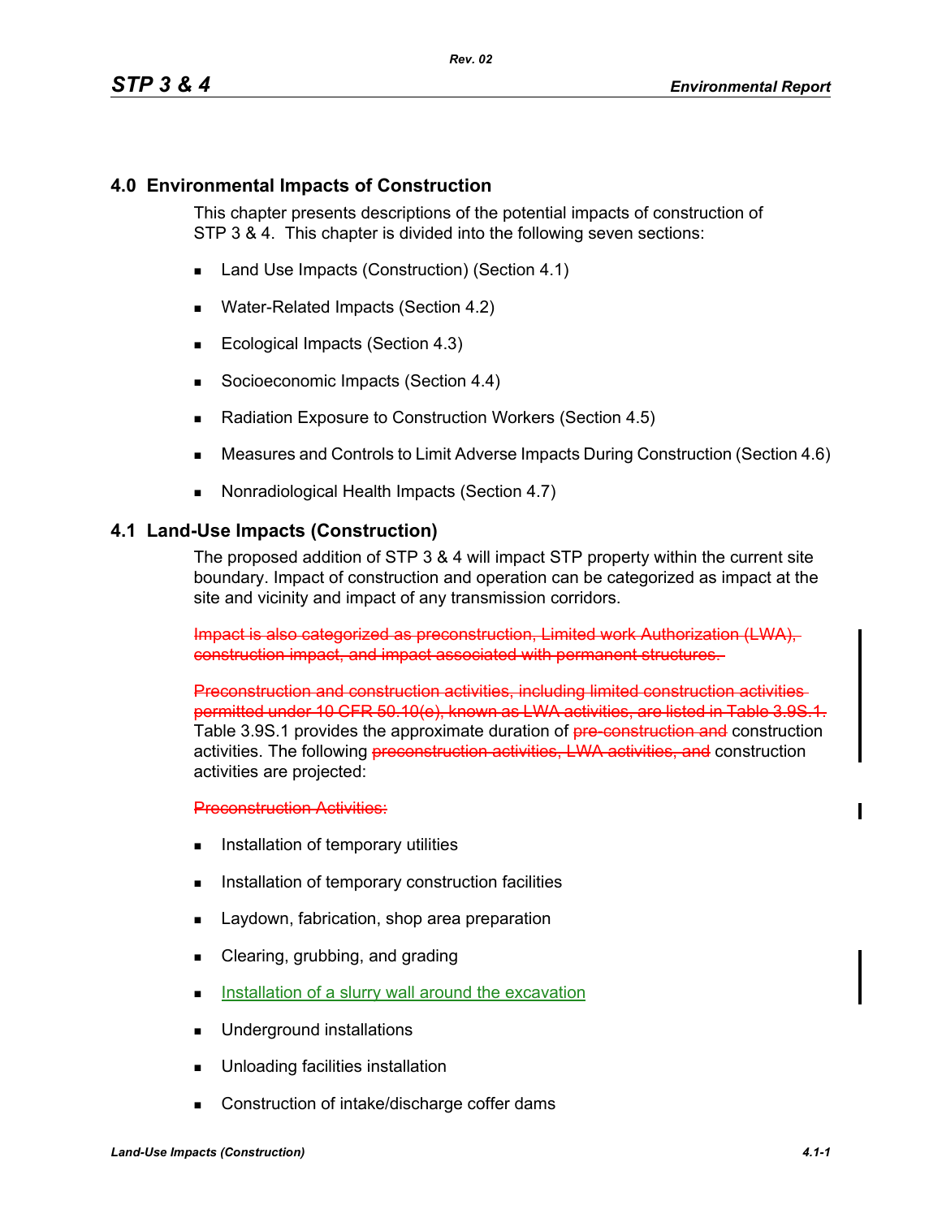# 4.0 Environmental Impacts of Construction

This chapter presents descriptions of the potential impacts of construction of STP 3 & 4. This chapter is divided into the following seven sections:

- Land Use Impacts (Construction) (Section 4.1)
- Water-Related Impacts (Section 4.2)
- Ecological Impacts (Section 4.3)
- Socioeconomic Impacts (Section 4.4)
- Radiation Exposure to Construction Workers (Section 4.5)
- Measures and Controls to Limit Adverse Impacts During Construction (Section 4.6)
- Nonradiological Health Impacts (Section 4.7)

## 4.1 Land-Use Impacts (Construction)

The proposed addition of STP 3 & 4 will impact STP property within the current site boundary. Impact of construction and operation can be categorized as impact at the site and vicinity and impact of any transmission corridors.

~~Impact is also categorized as preconstruction, Limited work Authorization (LWA), construction impact, and impact associated with permanent structures.~~

~~Preconstruction and construction activities, including limited construction activities permitted under 10 CFR 50.10(e), known as LWA activities, are listed in Table 3.9S.1.~~ Table 3.9S.1 provides the approximate duration of ~~pre-construction and~~ construction activities. The following ~~preconstruction activities, LWA activities, and~~ construction activities are projected:

~~Preconstruction Activities:~~

- Installation of temporary utilities
- Installation of temporary construction facilities
- Laydown, fabrication, shop area preparation
- Clearing, grubbing, and grading
- Installation of a slurry wall around the excavation
- Underground installations
- Unloading facilities installation
- Construction of intake/discharge coffer dams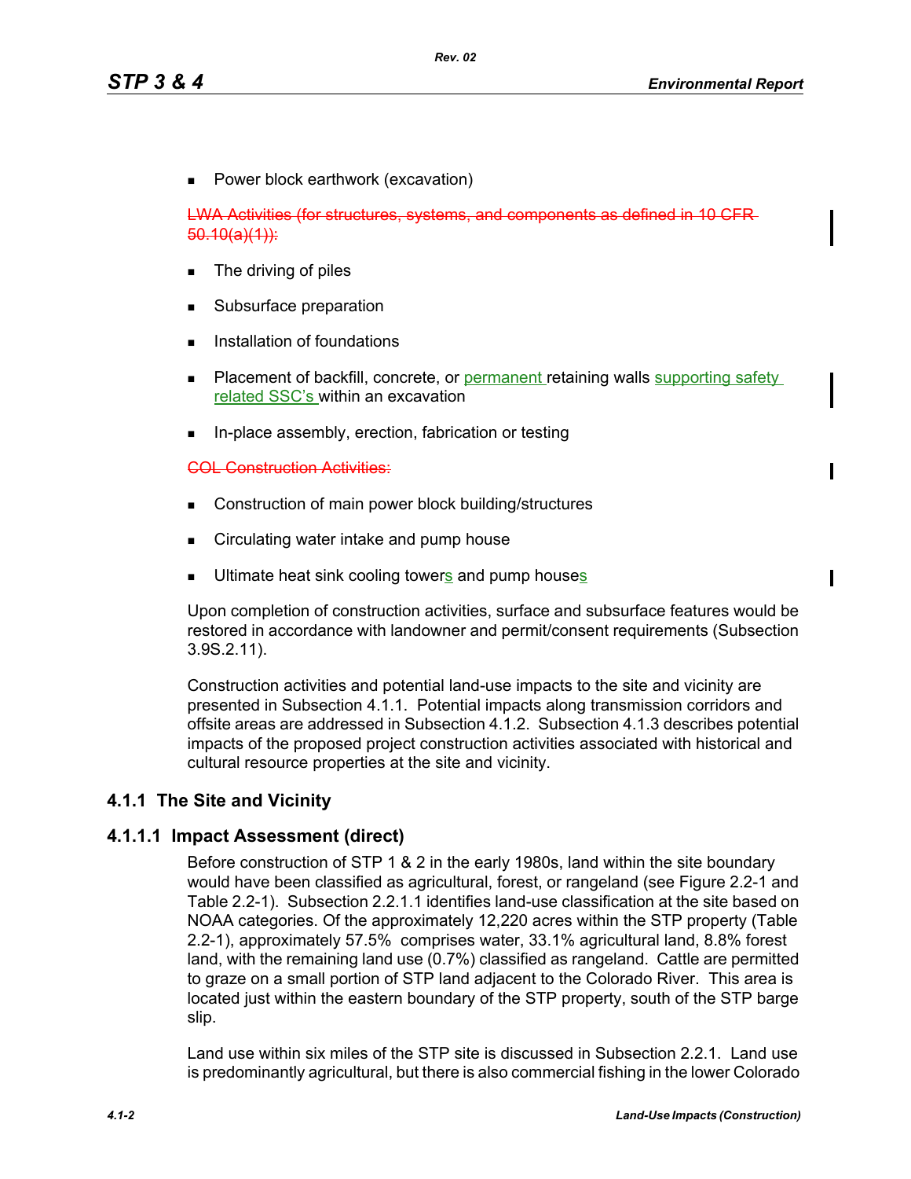- Power block earthwork (excavation)

~~LWA Activities (for structures, systems, and components as defined in 10 CFR 50.10(a)(1)):~~

- The driving of piles
- Subsurface preparation
- Installation of foundations
- Placement of backfill, concrete, or permanent retaining walls supporting safety related SSC's within an excavation
- In-place assembly, erection, fabrication or testing

~~COL Construction Activities:~~

- Construction of main power block building/structures
- Circulating water intake and pump house
- Ultimate heat sink cooling towers and pump houses

Upon completion of construction activities, surface and subsurface features would be restored in accordance with landowner and permit/consent requirements (Subsection 3.9S.2.11).

Construction activities and potential land-use impacts to the site and vicinity are presented in Subsection 4.1.1. Potential impacts along transmission corridors and offsite areas are addressed in Subsection 4.1.2. Subsection 4.1.3 describes potential impacts of the proposed project construction activities associated with historical and cultural resource properties at the site and vicinity.

## 4.1.1 The Site and Vicinity

### 4.1.1.1 Impact Assessment (direct)

Before construction of STP 1 & 2 in the early 1980s, land within the site boundary would have been classified as agricultural, forest, or rangeland (see Figure 2.2-1 and Table 2.2-1). Subsection 2.2.1.1 identifies land-use classification at the site based on NOAA categories. Of the approximately 12,220 acres within the STP property (Table 2.2-1), approximately 57.5% comprises water, 33.1% agricultural land, 8.8% forest land, with the remaining land use (0.7%) classified as rangeland. Cattle are permitted to graze on a small portion of STP land adjacent to the Colorado River. This area is located just within the eastern boundary of the STP property, south of the STP barge slip.

Land use within six miles of the STP site is discussed in Subsection 2.2.1. Land use is predominantly agricultural, but there is also commercial fishing in the lower Colorado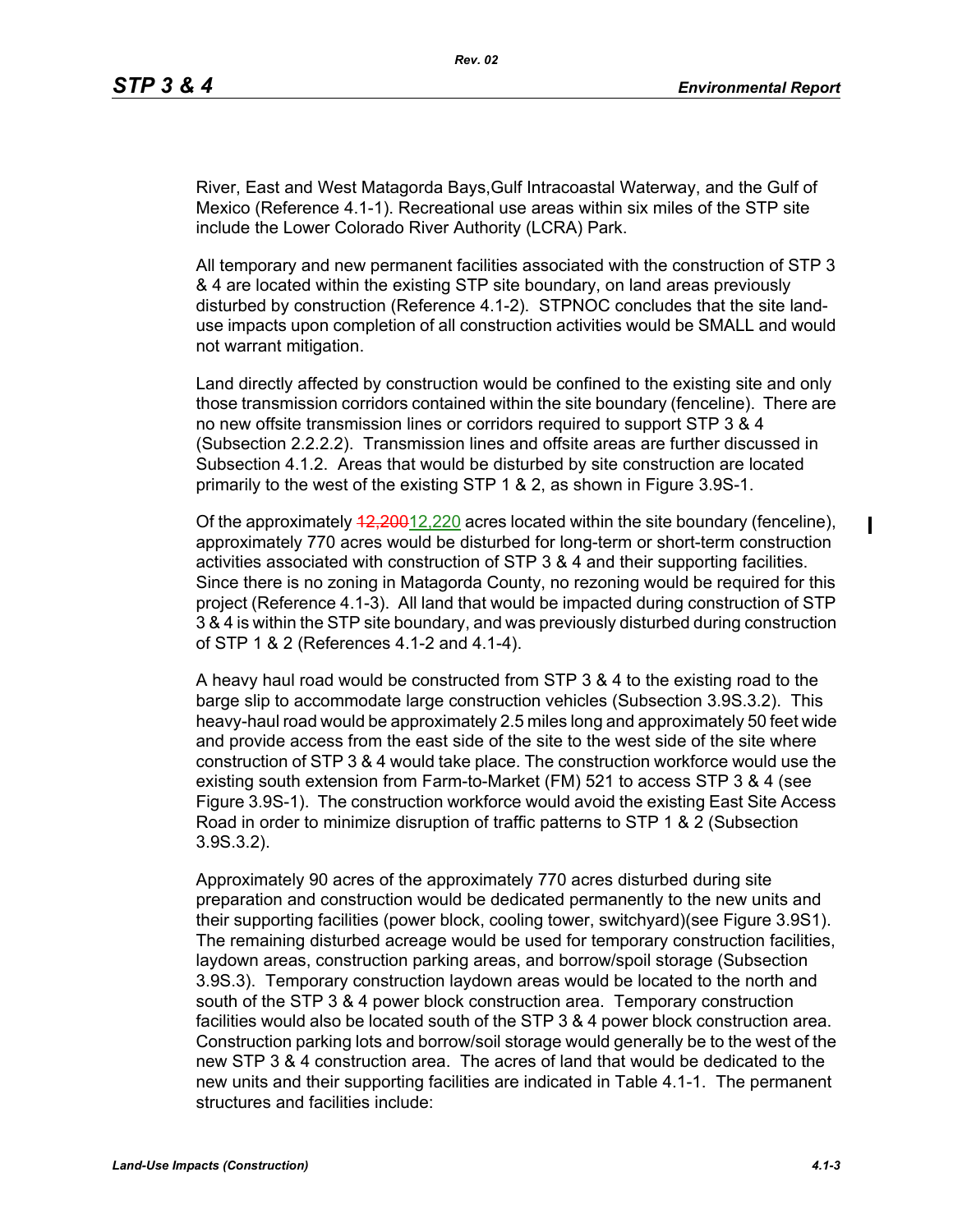River, East and West Matagorda Bays,Gulf Intracoastal Waterway, and the Gulf of Mexico (Reference 4.1-1). Recreational use areas within six miles of the STP site include the Lower Colorado River Authority (LCRA) Park.

All temporary and new permanent facilities associated with the construction of STP 3 & 4 are located within the existing STP site boundary, on land areas previously disturbed by construction (Reference 4.1-2). STPNOC concludes that the site land-use impacts upon completion of all construction activities would be SMALL and would not warrant mitigation.

Land directly affected by construction would be confined to the existing site and only those transmission corridors contained within the site boundary (fenceline). There are no new offsite transmission lines or corridors required to support STP 3 & 4 (Subsection 2.2.2.2). Transmission lines and offsite areas are further discussed in Subsection 4.1.2. Areas that would be disturbed by site construction are located primarily to the west of the existing STP 1 & 2, as shown in Figure 3.9S-1.

Of the approximately ~~12,200~~12,220 acres located within the site boundary (fenceline), approximately 770 acres would be disturbed for long-term or short-term construction activities associated with construction of STP 3 & 4 and their supporting facilities. Since there is no zoning in Matagorda County, no rezoning would be required for this project (Reference 4.1-3). All land that would be impacted during construction of STP 3 & 4 is within the STP site boundary, and was previously disturbed during construction of STP 1 & 2 (References 4.1-2 and 4.1-4).

A heavy haul road would be constructed from STP 3 & 4 to the existing road to the barge slip to accommodate large construction vehicles (Subsection 3.9S.3.2). This heavy-haul road would be approximately 2.5 miles long and approximately 50 feet wide and provide access from the east side of the site to the west side of the site where construction of STP 3 & 4 would take place. The construction workforce would use the existing south extension from Farm-to-Market (FM) 521 to access STP 3 & 4 (see Figure 3.9S-1). The construction workforce would avoid the existing East Site Access Road in order to minimize disruption of traffic patterns to STP 1 & 2 (Subsection 3.9S.3.2).

Approximately 90 acres of the approximately 770 acres disturbed during site preparation and construction would be dedicated permanently to the new units and their supporting facilities (power block, cooling tower, switchyard)(see Figure 3.9S1). The remaining disturbed acreage would be used for temporary construction facilities, laydown areas, construction parking areas, and borrow/spoil storage (Subsection 3.9S.3). Temporary construction laydown areas would be located to the north and south of the STP 3 & 4 power block construction area. Temporary construction facilities would also be located south of the STP 3 & 4 power block construction area. Construction parking lots and borrow/soil storage would generally be to the west of the new STP 3 & 4 construction area. The acres of land that would be dedicated to the new units and their supporting facilities are indicated in Table 4.1-1. The permanent structures and facilities include: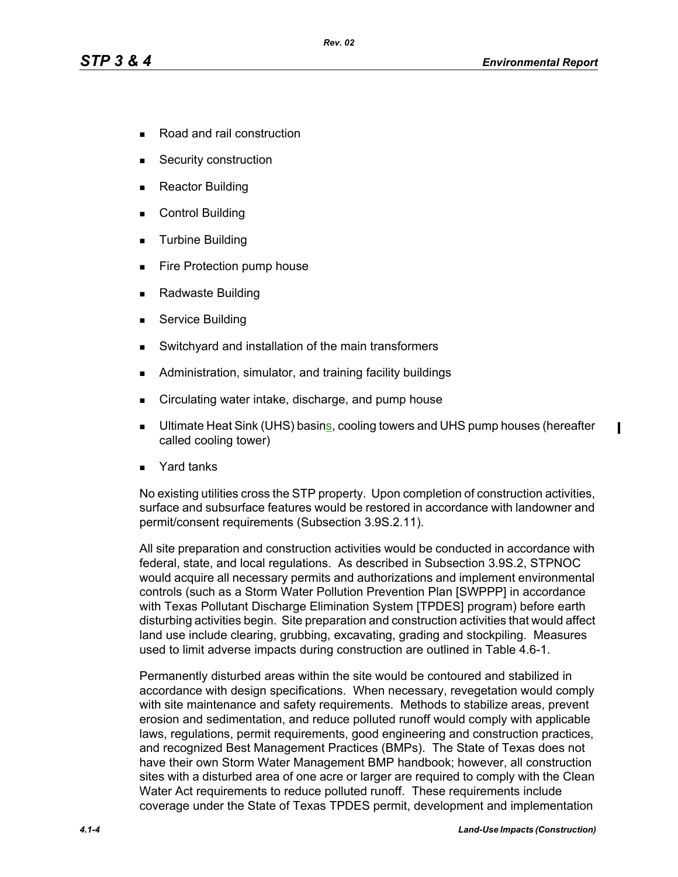- Road and rail construction
- Security construction
- Reactor Building
- Control Building
- Turbine Building
- Fire Protection pump house
- Radwaste Building
- Service Building
- Switchyard and installation of the main transformers
- Administration, simulator, and training facility buildings
- Circulating water intake, discharge, and pump house
- Ultimate Heat Sink (UHS) basins, cooling towers and UHS pump houses (hereafter called cooling tower)
- Yard tanks

No existing utilities cross the STP property. Upon completion of construction activities, surface and subsurface features would be restored in accordance with landowner and permit/consent requirements (Subsection 3.9S.2.11).

All site preparation and construction activities would be conducted in accordance with federal, state, and local regulations. As described in Subsection 3.9S.2, STPNOC would acquire all necessary permits and authorizations and implement environmental controls (such as a Storm Water Pollution Prevention Plan [SWPPP] in accordance with Texas Pollutant Discharge Elimination System [TPDES] program) before earth disturbing activities begin. Site preparation and construction activities that would affect land use include clearing, grubbing, excavating, grading and stockpiling. Measures used to limit adverse impacts during construction are outlined in Table 4.6-1.

Permanently disturbed areas within the site would be contoured and stabilized in accordance with design specifications. When necessary, revegetation would comply with site maintenance and safety requirements. Methods to stabilize areas, prevent erosion and sedimentation, and reduce polluted runoff would comply with applicable laws, regulations, permit requirements, good engineering and construction practices, and recognized Best Management Practices (BMPs). The State of Texas does not have their own Storm Water Management BMP handbook; however, all construction sites with a disturbed area of one acre or larger are required to comply with the Clean Water Act requirements to reduce polluted runoff. These requirements include coverage under the State of Texas TPDES permit, development and implementation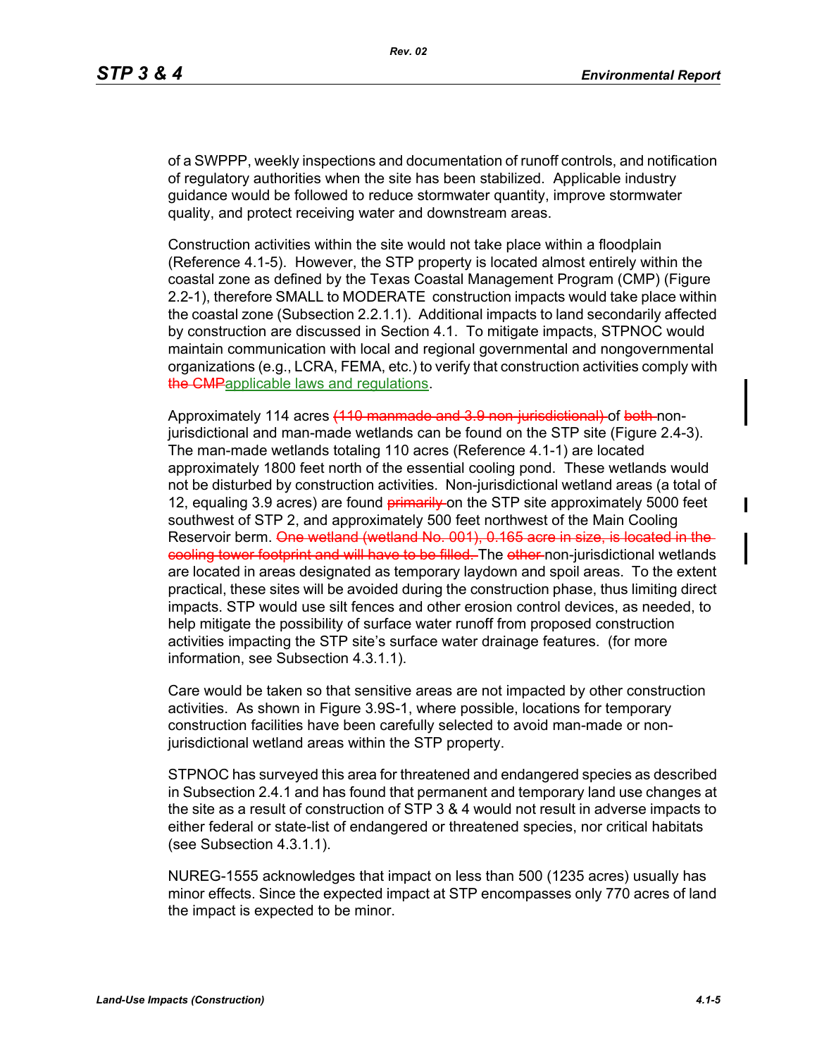of a SWPPP, weekly inspections and documentation of runoff controls, and notification of regulatory authorities when the site has been stabilized. Applicable industry guidance would be followed to reduce stormwater quantity, improve stormwater quality, and protect receiving water and downstream areas.

Construction activities within the site would not take place within a floodplain (Reference 4.1-5). However, the STP property is located almost entirely within the coastal zone as defined by the Texas Coastal Management Program (CMP) (Figure 2.2-1), therefore SMALL to MODERATE construction impacts would take place within the coastal zone (Subsection 2.2.1.1). Additional impacts to land secondarily affected by construction are discussed in Section 4.1. To mitigate impacts, STPNOC would maintain communication with local and regional governmental and nongovernmental organizations (e.g., LCRA, FEMA, etc.) to verify that construction activities comply with ~~the CMP~~applicable laws and regulations.

Approximately 114 acres ~~(110 manmade and 3.9 non-jurisdictional)~~ of ~~both~~ non-jurisdictional and man-made wetlands can be found on the STP site (Figure 2.4-3). The man-made wetlands totaling 110 acres (Reference 4.1-1) are located approximately 1800 feet north of the essential cooling pond. These wetlands would not be disturbed by construction activities. Non-jurisdictional wetland areas (a total of 12, equaling 3.9 acres) are found ~~primarily~~ on the STP site approximately 5000 feet southwest of STP 2, and approximately 500 feet northwest of the Main Cooling Reservoir berm. ~~One wetland (wetland No. 001), 0.165 acre in size, is located in the cooling tower footprint and will have to be filled.~~ The ~~other~~ non-jurisdictional wetlands are located in areas designated as temporary laydown and spoil areas. To the extent practical, these sites will be avoided during the construction phase, thus limiting direct impacts. STP would use silt fences and other erosion control devices, as needed, to help mitigate the possibility of surface water runoff from proposed construction activities impacting the STP site's surface water drainage features. (for more information, see Subsection 4.3.1.1).

Care would be taken so that sensitive areas are not impacted by other construction activities. As shown in Figure 3.9S-1, where possible, locations for temporary construction facilities have been carefully selected to avoid man-made or non-jurisdictional wetland areas within the STP property.

STPNOC has surveyed this area for threatened and endangered species as described in Subsection 2.4.1 and has found that permanent and temporary land use changes at the site as a result of construction of STP 3 & 4 would not result in adverse impacts to either federal or state-list of endangered or threatened species, nor critical habitats (see Subsection 4.3.1.1).

NUREG-1555 acknowledges that impact on less than 500 (1235 acres) usually has minor effects. Since the expected impact at STP encompasses only 770 acres of land the impact is expected to be minor.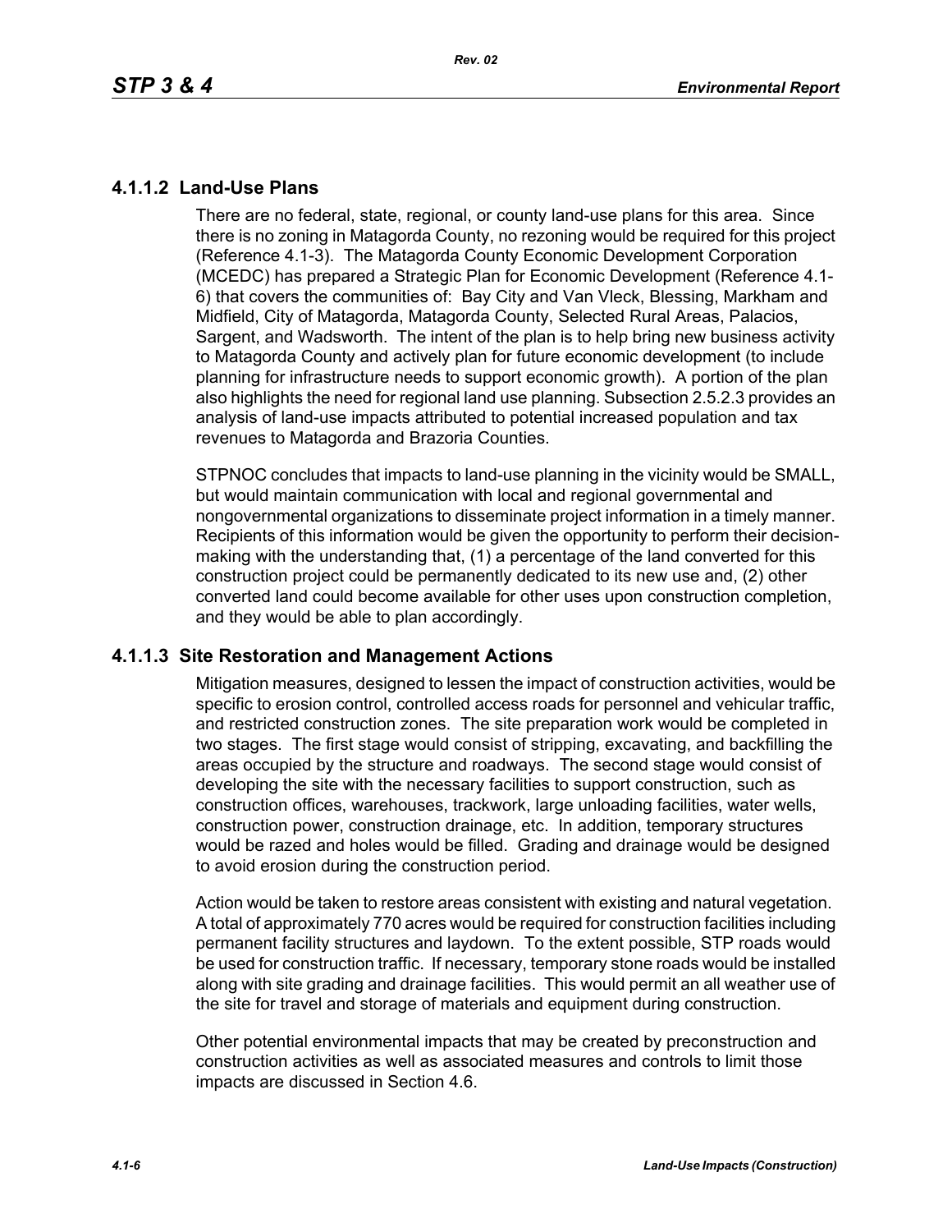### 4.1.1.2 Land-Use Plans

There are no federal, state, regional, or county land-use plans for this area. Since there is no zoning in Matagorda County, no rezoning would be required for this project (Reference 4.1-3). The Matagorda County Economic Development Corporation (MCEDC) has prepared a Strategic Plan for Economic Development (Reference 4.1-6) that covers the communities of: Bay City and Van Vleck, Blessing, Markham and Midfield, City of Matagorda, Matagorda County, Selected Rural Areas, Palacios, Sargent, and Wadsworth. The intent of the plan is to help bring new business activity to Matagorda County and actively plan for future economic development (to include planning for infrastructure needs to support economic growth). A portion of the plan also highlights the need for regional land use planning. Subsection 2.5.2.3 provides an analysis of land-use impacts attributed to potential increased population and tax revenues to Matagorda and Brazoria Counties.

STPNOC concludes that impacts to land-use planning in the vicinity would be SMALL, but would maintain communication with local and regional governmental and nongovernmental organizations to disseminate project information in a timely manner. Recipients of this information would be given the opportunity to perform their decision-making with the understanding that, (1) a percentage of the land converted for this construction project could be permanently dedicated to its new use and, (2) other converted land could become available for other uses upon construction completion, and they would be able to plan accordingly.

### 4.1.1.3 Site Restoration and Management Actions

Mitigation measures, designed to lessen the impact of construction activities, would be specific to erosion control, controlled access roads for personnel and vehicular traffic, and restricted construction zones. The site preparation work would be completed in two stages. The first stage would consist of stripping, excavating, and backfilling the areas occupied by the structure and roadways. The second stage would consist of developing the site with the necessary facilities to support construction, such as construction offices, warehouses, trackwork, large unloading facilities, water wells, construction power, construction drainage, etc. In addition, temporary structures would be razed and holes would be filled. Grading and drainage would be designed to avoid erosion during the construction period.

Action would be taken to restore areas consistent with existing and natural vegetation. A total of approximately 770 acres would be required for construction facilities including permanent facility structures and laydown. To the extent possible, STP roads would be used for construction traffic. If necessary, temporary stone roads would be installed along with site grading and drainage facilities. This would permit an all weather use of the site for travel and storage of materials and equipment during construction.

Other potential environmental impacts that may be created by preconstruction and construction activities as well as associated measures and controls to limit those impacts are discussed in Section 4.6.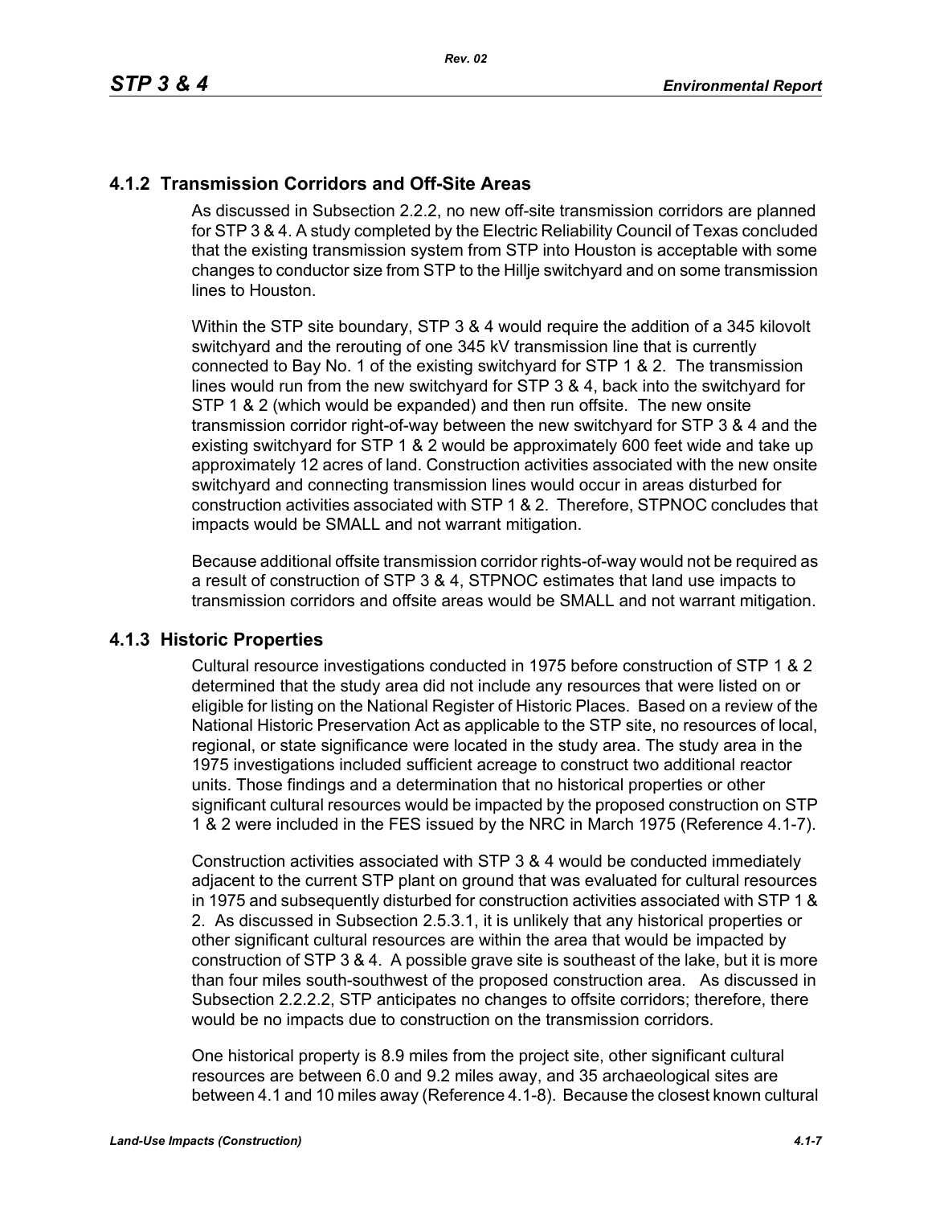## 4.1.2 Transmission Corridors and Off-Site Areas

As discussed in Subsection 2.2.2, no new off-site transmission corridors are planned for STP 3 & 4. A study completed by the Electric Reliability Council of Texas concluded that the existing transmission system from STP into Houston is acceptable with some changes to conductor size from STP to the Hillje switchyard and on some transmission lines to Houston.

Within the STP site boundary, STP 3 & 4 would require the addition of a 345 kilovolt switchyard and the rerouting of one 345 kV transmission line that is currently connected to Bay No. 1 of the existing switchyard for STP 1 & 2. The transmission lines would run from the new switchyard for STP 3 & 4, back into the switchyard for STP 1 & 2 (which would be expanded) and then run offsite. The new onsite transmission corridor right-of-way between the new switchyard for STP 3 & 4 and the existing switchyard for STP 1 & 2 would be approximately 600 feet wide and take up approximately 12 acres of land. Construction activities associated with the new onsite switchyard and connecting transmission lines would occur in areas disturbed for construction activities associated with STP 1 & 2. Therefore, STPNOC concludes that impacts would be SMALL and not warrant mitigation.

Because additional offsite transmission corridor rights-of-way would not be required as a result of construction of STP 3 & 4, STPNOC estimates that land use impacts to transmission corridors and offsite areas would be SMALL and not warrant mitigation.

## 4.1.3 Historic Properties

Cultural resource investigations conducted in 1975 before construction of STP 1 & 2 determined that the study area did not include any resources that were listed on or eligible for listing on the National Register of Historic Places. Based on a review of the National Historic Preservation Act as applicable to the STP site, no resources of local, regional, or state significance were located in the study area. The study area in the 1975 investigations included sufficient acreage to construct two additional reactor units. Those findings and a determination that no historical properties or other significant cultural resources would be impacted by the proposed construction on STP 1 & 2 were included in the FES issued by the NRC in March 1975 (Reference 4.1-7).

Construction activities associated with STP 3 & 4 would be conducted immediately adjacent to the current STP plant on ground that was evaluated for cultural resources in 1975 and subsequently disturbed for construction activities associated with STP 1 & 2. As discussed in Subsection 2.5.3.1, it is unlikely that any historical properties or other significant cultural resources are within the area that would be impacted by construction of STP 3 & 4. A possible grave site is southeast of the lake, but it is more than four miles south-southwest of the proposed construction area. As discussed in Subsection 2.2.2.2, STP anticipates no changes to offsite corridors; therefore, there would be no impacts due to construction on the transmission corridors.

One historical property is 8.9 miles from the project site, other significant cultural resources are between 6.0 and 9.2 miles away, and 35 archaeological sites are between 4.1 and 10 miles away (Reference 4.1-8). Because the closest known cultural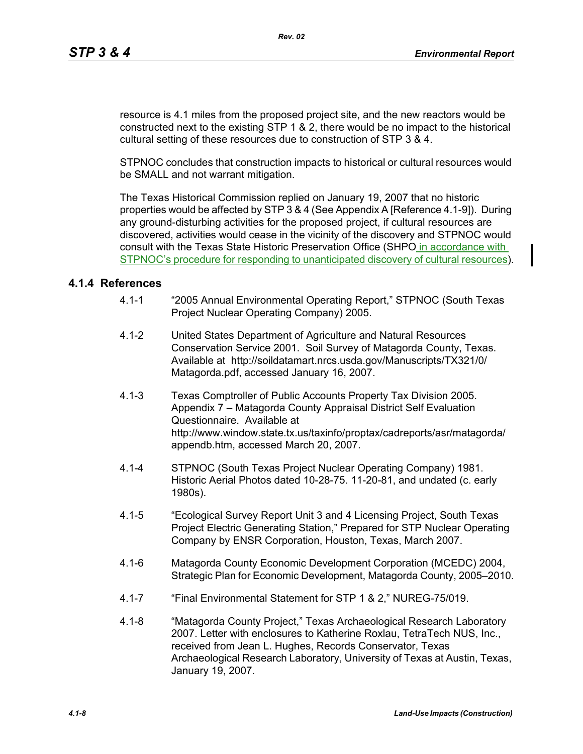resource is 4.1 miles from the proposed project site, and the new reactors would be constructed next to the existing STP 1 & 2, there would be no impact to the historical cultural setting of these resources due to construction of STP 3 & 4.

STPNOC concludes that construction impacts to historical or cultural resources would be SMALL and not warrant mitigation.

The Texas Historical Commission replied on January 19, 2007 that no historic properties would be affected by STP 3 & 4 (See Appendix A [Reference 4.1-9]). During any ground-disturbing activities for the proposed project, if cultural resources are discovered, activities would cease in the vicinity of the discovery and STPNOC would consult with the Texas State Historic Preservation Office (SHPO in accordance with STPNOC's procedure for responding to unanticipated discovery of cultural resources).

### 4.1.4 References

4.1-1 "2005 Annual Environmental Operating Report," STPNOC (South Texas Project Nuclear Operating Company) 2005.

4.1-2 United States Department of Agriculture and Natural Resources Conservation Service 2001. Soil Survey of Matagorda County, Texas. Available at http://soildatamart.nrcs.usda.gov/Manuscripts/TX321/0/Matagorda.pdf, accessed January 16, 2007.

4.1-3 Texas Comptroller of Public Accounts Property Tax Division 2005. Appendix 7 – Matagorda County Appraisal District Self Evaluation Questionnaire. Available at http://www.window.state.tx.us/taxinfo/proptax/cadreports/asr/matagorda/appendb.htm, accessed March 20, 2007.

4.1-4 STPNOC (South Texas Project Nuclear Operating Company) 1981. Historic Aerial Photos dated 10-28-75. 11-20-81, and undated (c. early 1980s).

4.1-5 "Ecological Survey Report Unit 3 and 4 Licensing Project, South Texas Project Electric Generating Station," Prepared for STP Nuclear Operating Company by ENSR Corporation, Houston, Texas, March 2007.

4.1-6 Matagorda County Economic Development Corporation (MCEDC) 2004, Strategic Plan for Economic Development, Matagorda County, 2005–2010.

4.1-7 "Final Environmental Statement for STP 1 & 2," NUREG-75/019.

4.1-8 "Matagorda County Project," Texas Archaeological Research Laboratory 2007. Letter with enclosures to Katherine Roxlau, TetraTech NUS, Inc., received from Jean L. Hughes, Records Conservator, Texas Archaeological Research Laboratory, University of Texas at Austin, Texas, January 19, 2007.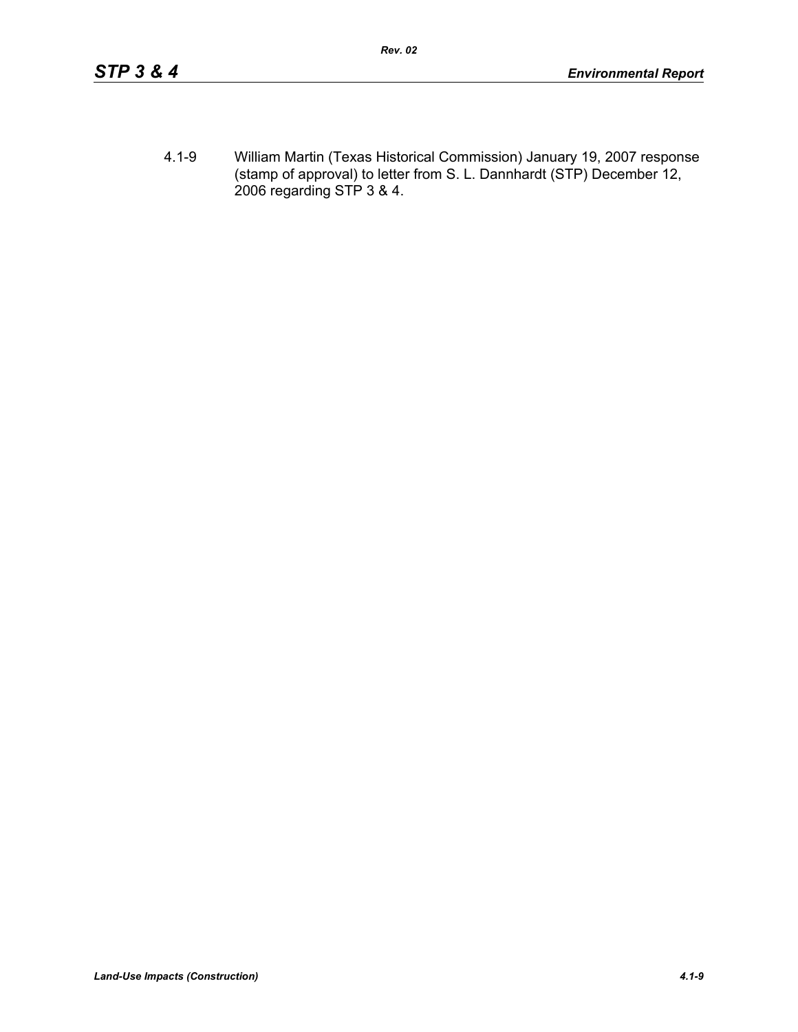4.1-9 William Martin (Texas Historical Commission) January 19, 2007 response (stamp of approval) to letter from S. L. Dannhardt (STP) December 12, 2006 regarding STP 3 & 4.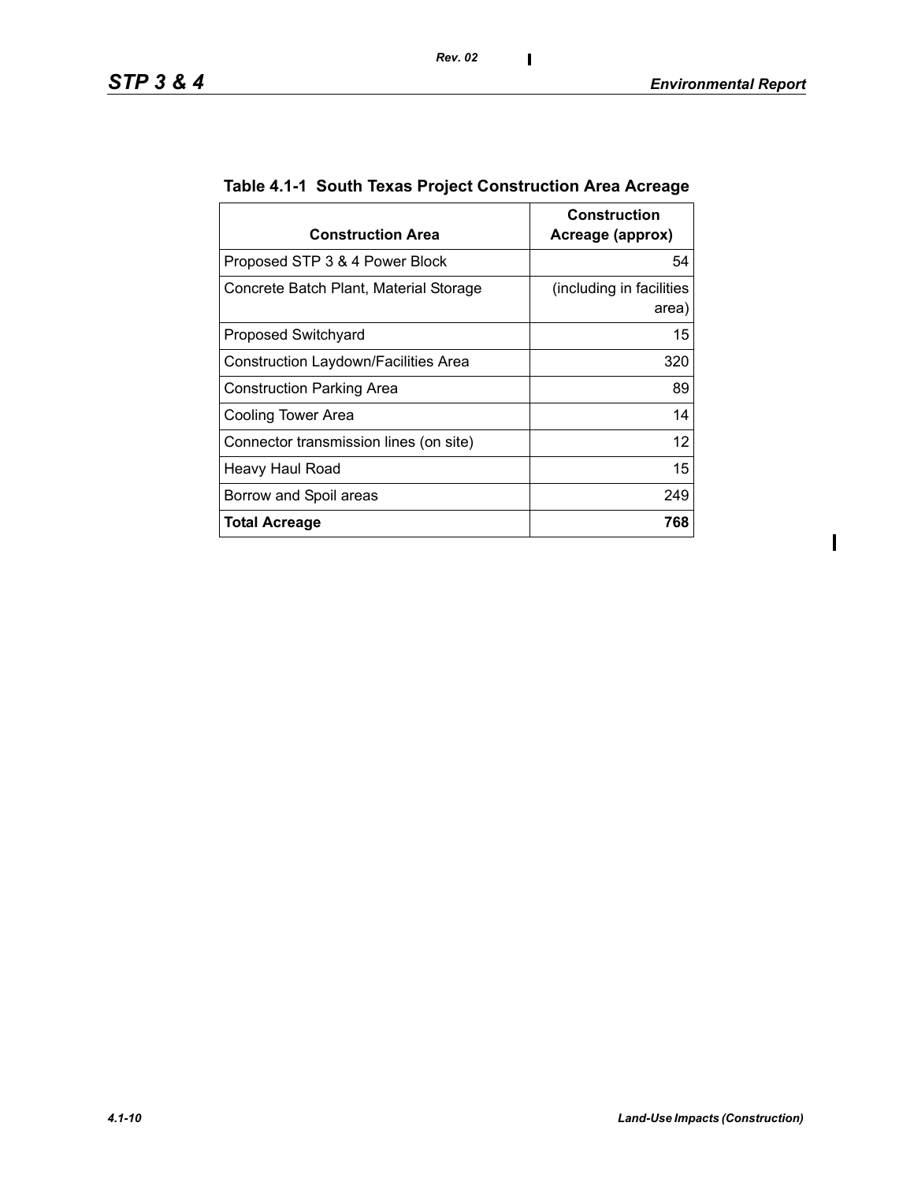**Table 4.1-1 South Texas Project Construction Area Acreage**

| Construction Area | Construction Acreage (approx) |
|---|---|
| Proposed STP 3 & 4 Power Block | 54 |
| Concrete Batch Plant, Material Storage | (including in facilities area) |
| Proposed Switchyard | 15 |
| Construction Laydown/Facilities Area | 320 |
| Construction Parking Area | 89 |
| Cooling Tower Area | 14 |
| Connector transmission lines (on site) | 12 |
| Heavy Haul Road | 15 |
| Borrow and Spoil areas | 249 |
| **Total Acreage** | **768** |